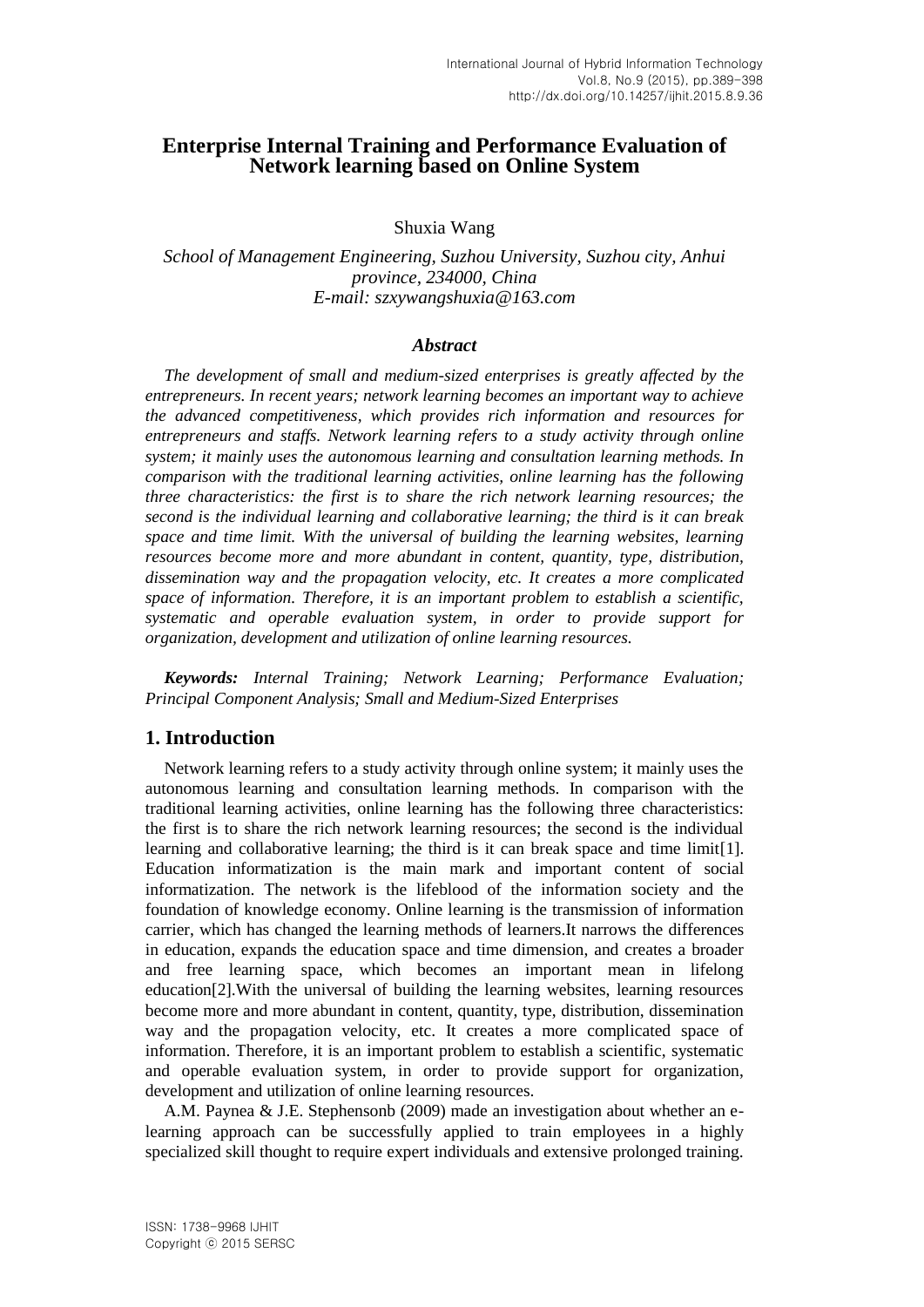# Enterprise Internal Training and Performance Evaluation of Network learning based on Online System

Shuxia Wang

*School of Management Engineering, Suzhou University, Suzhou city, Anhui province, 234000, China*
*E-mail: szxywangshuxia@163.com*

### *Abstract*

*The development of small and medium-sized enterprises is greatly affected by the entrepreneurs. In recent years; network learning becomes an important way to achieve the advanced competitiveness, which provides rich information and resources for entrepreneurs and staffs. Network learning refers to a study activity through online system; it mainly uses the autonomous learning and consultation learning methods. In comparison with the traditional learning activities, online learning has the following three characteristics: the first is to share the rich network learning resources; the second is the individual learning and collaborative learning; the third is it can break space and time limit. With the universal of building the learning websites, learning resources become more and more abundant in content, quantity, type, distribution, dissemination way and the propagation velocity, etc. It creates a more complicated space of information. Therefore, it is an important problem to establish a scientific, systematic and operable evaluation system, in order to provide support for organization, development and utilization of online learning resources.*

***Keywords:*** *Internal Training; Network Learning; Performance Evaluation; Principal Component Analysis; Small and Medium-Sized Enterprises*

## 1. Introduction

Network learning refers to a study activity through online system; it mainly uses the autonomous learning and consultation learning methods. In comparison with the traditional learning activities, online learning has the following three characteristics: the first is to share the rich network learning resources; the second is the individual learning and collaborative learning; the third is it can break space and time limit[1]. Education informatization is the main mark and important content of social informatization. The network is the lifeblood of the information society and the foundation of knowledge economy. Online learning is the transmission of information carrier, which has changed the learning methods of learners.It narrows the differences in education, expands the education space and time dimension, and creates a broader and free learning space, which becomes an important mean in lifelong education[2].With the universal of building the learning websites, learning resources become more and more abundant in content, quantity, type, distribution, dissemination way and the propagation velocity, etc. It creates a more complicated space of information. Therefore, it is an important problem to establish a scientific, systematic and operable evaluation system, in order to provide support for organization, development and utilization of online learning resources.

A.M. Paynea & J.E. Stephensonb (2009) made an investigation about whether an e-learning approach can be successfully applied to train employees in a highly specialized skill thought to require expert individuals and extensive prolonged training.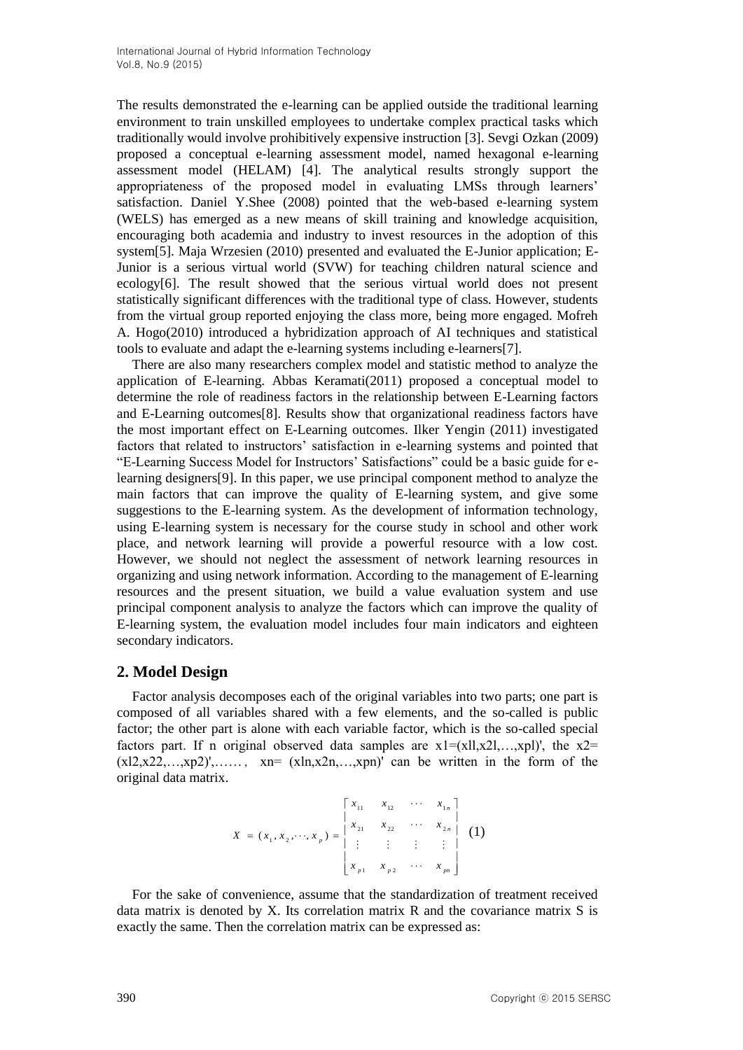The results demonstrated the e-learning can be applied outside the traditional learning environment to train unskilled employees to undertake complex practical tasks which traditionally would involve prohibitively expensive instruction [3]. Sevgi Ozkan (2009) proposed a conceptual e-learning assessment model, named hexagonal e-learning assessment model (HELAM) [4]. The analytical results strongly support the appropriateness of the proposed model in evaluating LMSs through learners' satisfaction. Daniel Y.Shee (2008) pointed that the web-based e-learning system (WELS) has emerged as a new means of skill training and knowledge acquisition, encouraging both academia and industry to invest resources in the adoption of this system[5]. Maja Wrzesien (2010) presented and evaluated the E-Junior application; E-Junior is a serious virtual world (SVW) for teaching children natural science and ecology[6]. The result showed that the serious virtual world does not present statistically significant differences with the traditional type of class. However, students from the virtual group reported enjoying the class more, being more engaged. Mofreh A. Hogo(2010) introduced a hybridization approach of AI techniques and statistical tools to evaluate and adapt the e-learning systems including e-learners[7].

There are also many researchers complex model and statistic method to analyze the application of E-learning. Abbas Keramati(2011) proposed a conceptual model to determine the role of readiness factors in the relationship between E-Learning factors and E-Learning outcomes[8]. Results show that organizational readiness factors have the most important effect on E-Learning outcomes. Ilker Yengin (2011) investigated factors that related to instructors' satisfaction in e-learning systems and pointed that "E-Learning Success Model for Instructors' Satisfactions" could be a basic guide for e-learning designers[9]. In this paper, we use principal component method to analyze the main factors that can improve the quality of E-learning system, and give some suggestions to the E-learning system. As the development of information technology, using E-learning system is necessary for the course study in school and other work place, and network learning will provide a powerful resource with a low cost. However, we should not neglect the assessment of network learning resources in organizing and using network information. According to the management of E-learning resources and the present situation, we build a value evaluation system and use principal component analysis to analyze the factors which can improve the quality of E-learning system, the evaluation model includes four main indicators and eighteen secondary indicators.

## 2. Model Design

Factor analysis decomposes each of the original variables into two parts; one part is composed of all variables shared with a few elements, and the so-called is public factor; the other part is alone with each variable factor, which is the so-called special factors part. If n original observed data samples are $x_1=(x_{11},x_{21},\ldots,x_{p1})'$, the $x_2=(x_{12},x_{22},\ldots,x_{p2})'$,……, $x_n=(x_{1n},x_{2n},\ldots,x_{pn})'$ can be written in the form of the original data matrix.

$$X = (x_1, x_2, \cdots, x_p) = \begin{bmatrix} x_{11} & x_{12} & \cdots & x_{1n} \\ x_{21} & x_{22} & \cdots & x_{2n} \\ \vdots & \vdots & \vdots & \vdots \\ x_{p1} & x_{p2} & \cdots & x_{pn} \end{bmatrix} \quad (1)$$

For the sake of convenience, assume that the standardization of treatment received data matrix is denoted by X. Its correlation matrix R and the covariance matrix S is exactly the same. Then the correlation matrix can be expressed as: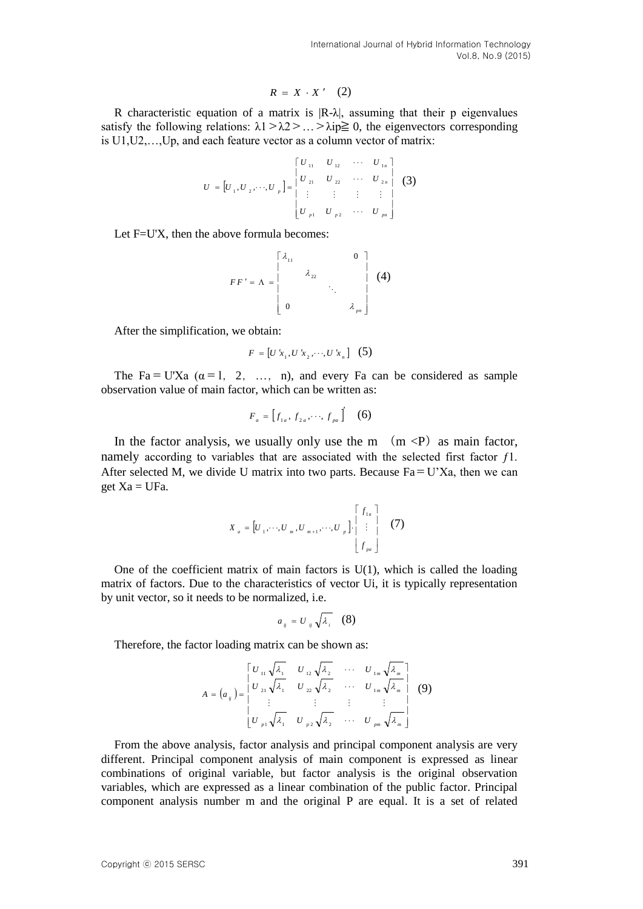$$R = X \cdot X' \quad (2)$$

R characteristic equation of a matrix is $|R\text{-}\lambda|$, assuming that their p eigenvalues satisfy the following relations: $\lambda 1 > \lambda 2 > \ldots > \lambda ip \geqq 0$, the eigenvectors corresponding is U1,U2,…,Up, and each feature vector as a column vector of matrix:

$$U = [U_1, U_2, \cdots, U_p] = \begin{bmatrix} U_{11} & U_{12} & \cdots & U_{1n} \\ U_{21} & U_{22} & \cdots & U_{2n} \\ \vdots & \vdots & \vdots & \vdots \\ U_{p1} & U_{p2} & \cdots & U_{pn} \end{bmatrix} \quad (3)$$

Let F=U'X, then the above formula becomes:

$$FF' = \Lambda = \begin{bmatrix} \lambda_{11} & & & 0 \\ & \lambda_{22} & & \\ & & \ddots & \\ 0 & & & \lambda_{pn} \end{bmatrix} \quad (4)$$

After the simplification, we obtain:

$$F = [U'x_1, U'x_2, \cdots, U'x_n] \quad (5)$$

The Fa＝U'Xa (α＝1, 2, …, n), and every Fa can be considered as sample observation value of main factor, which can be written as:

$$F_a = \left[ f_{1a}, f_{2a}, \cdots, f_{pa} \right]' \quad (6)$$

In the factor analysis, we usually only use the m （m <P）as main factor, namely according to variables that are associated with the selected first factor $f1$. After selected M, we divide U matrix into two parts. Because Fa＝U'Xa, then we can get Xa = UFa.

$$X_a = [U_1, \cdots, U_m, U_{m+1}, \cdots, U_p] \cdot \begin{bmatrix} f_{1a} \\ \vdots \\ f_{pa} \end{bmatrix} \quad (7)$$

One of the coefficient matrix of main factors is U(1), which is called the loading matrix of factors. Due to the characteristics of vector Ui, it is typically representation by unit vector, so it needs to be normalized, i.e.

$$a_{ij} = U_{ij} \sqrt{\lambda_i} \quad (8)$$

Therefore, the factor loading matrix can be shown as:

$$A = (a_{ij}) = \begin{bmatrix} U_{11}\sqrt{\lambda_1} & U_{12}\sqrt{\lambda_2} & \cdots & U_{1m}\sqrt{\lambda_m} \\ U_{21}\sqrt{\lambda_1} & U_{22}\sqrt{\lambda_2} & \cdots & U_{1m}\sqrt{\lambda_m} \\ \vdots & \vdots & \vdots & \vdots \\ U_{p1}\sqrt{\lambda_1} & U_{p2}\sqrt{\lambda_2} & \cdots & U_{pm}\sqrt{\lambda_m} \end{bmatrix} \quad (9)$$

From the above analysis, factor analysis and principal component analysis are very different. Principal component analysis of main component is expressed as linear combinations of original variable, but factor analysis is the original observation variables, which are expressed as a linear combination of the public factor. Principal component analysis number m and the original P are equal. It is a set of related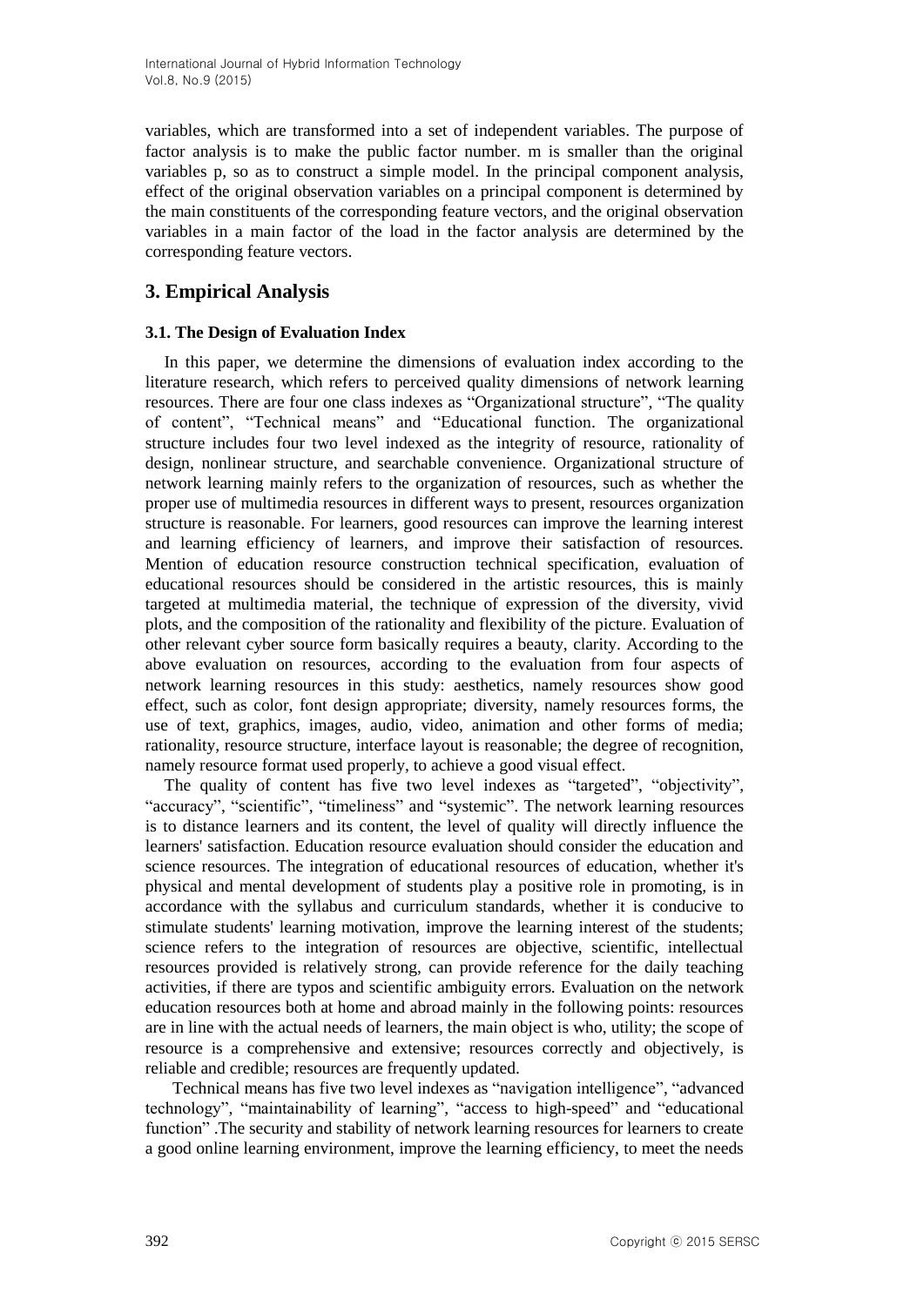variables, which are transformed into a set of independent variables. The purpose of factor analysis is to make the public factor number. m is smaller than the original variables p, so as to construct a simple model. In the principal component analysis, effect of the original observation variables on a principal component is determined by the main constituents of the corresponding feature vectors, and the original observation variables in a main factor of the load in the factor analysis are determined by the corresponding feature vectors.

## 3. Empirical Analysis

### 3.1. The Design of Evaluation Index

In this paper, we determine the dimensions of evaluation index according to the literature research, which refers to perceived quality dimensions of network learning resources. There are four one class indexes as "Organizational structure", "The quality of content", "Technical means" and "Educational function. The organizational structure includes four two level indexed as the integrity of resource, rationality of design, nonlinear structure, and searchable convenience. Organizational structure of network learning mainly refers to the organization of resources, such as whether the proper use of multimedia resources in different ways to present, resources organization structure is reasonable. For learners, good resources can improve the learning interest and learning efficiency of learners, and improve their satisfaction of resources. Mention of education resource construction technical specification, evaluation of educational resources should be considered in the artistic resources, this is mainly targeted at multimedia material, the technique of expression of the diversity, vivid plots, and the composition of the rationality and flexibility of the picture. Evaluation of other relevant cyber source form basically requires a beauty, clarity. According to the above evaluation on resources, according to the evaluation from four aspects of network learning resources in this study: aesthetics, namely resources show good effect, such as color, font design appropriate; diversity, namely resources forms, the use of text, graphics, images, audio, video, animation and other forms of media; rationality, resource structure, interface layout is reasonable; the degree of recognition, namely resource format used properly, to achieve a good visual effect.

The quality of content has five two level indexes as "targeted", "objectivity", "accuracy", "scientific", "timeliness" and "systemic". The network learning resources is to distance learners and its content, the level of quality will directly influence the learners' satisfaction. Education resource evaluation should consider the education and science resources. The integration of educational resources of education, whether it's physical and mental development of students play a positive role in promoting, is in accordance with the syllabus and curriculum standards, whether it is conducive to stimulate students' learning motivation, improve the learning interest of the students; science refers to the integration of resources are objective, scientific, intellectual resources provided is relatively strong, can provide reference for the daily teaching activities, if there are typos and scientific ambiguity errors. Evaluation on the network education resources both at home and abroad mainly in the following points: resources are in line with the actual needs of learners, the main object is who, utility; the scope of resource is a comprehensive and extensive; resources correctly and objectively, is reliable and credible; resources are frequently updated.

Technical means has five two level indexes as "navigation intelligence", "advanced technology", "maintainability of learning", "access to high-speed" and "educational function" .The security and stability of network learning resources for learners to create a good online learning environment, improve the learning efficiency, to meet the needs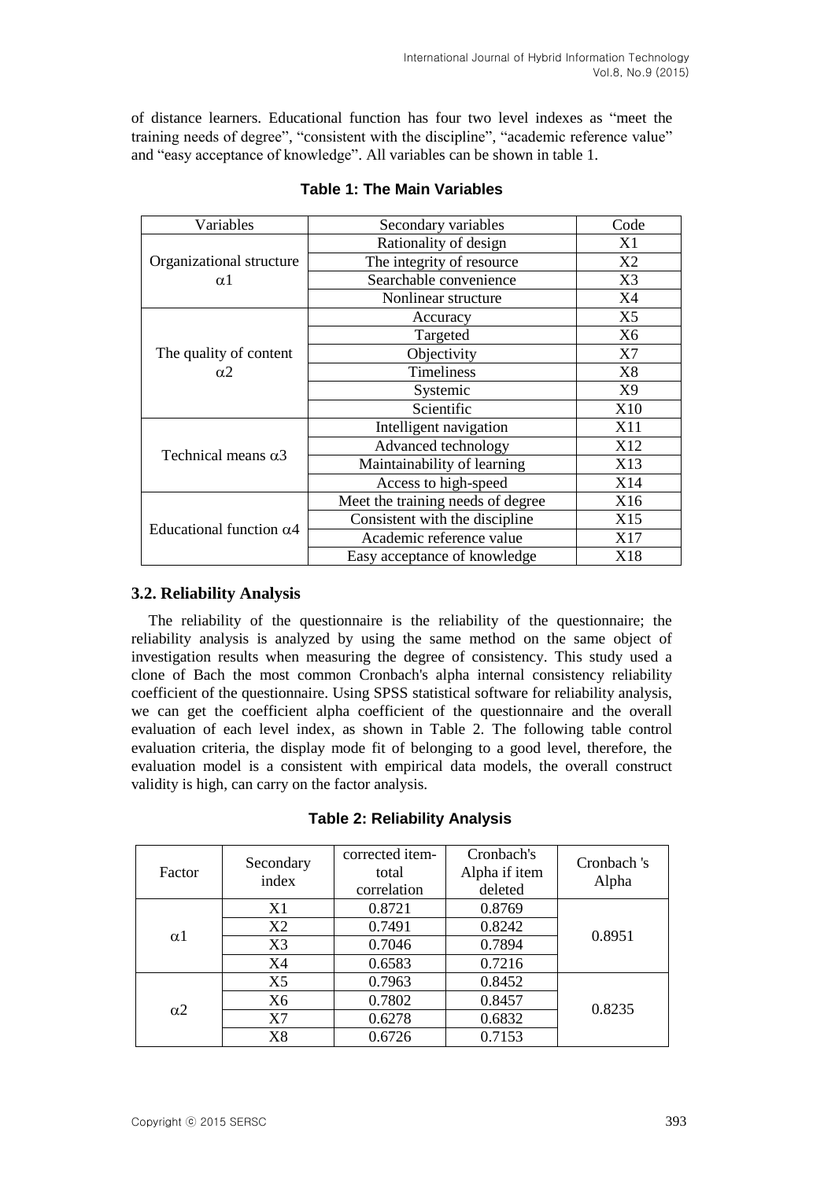of distance learners. Educational function has four two level indexes as "meet the training needs of degree", "consistent with the discipline", "academic reference value" and "easy acceptance of knowledge". All variables can be shown in table 1.

**Table 1: The Main Variables**

| Variables | Secondary variables | Code |
|---|---|---|
| Organizational structure α1 | Rationality of design | X1 |
| | The integrity of resource | X2 |
| | Searchable convenience | X3 |
| | Nonlinear structure | X4 |
| The quality of content α2 | Accuracy | X5 |
| | Targeted | X6 |
| | Objectivity | X7 |
| | Timeliness | X8 |
| | Systemic | X9 |
| | Scientific | X10 |
| Technical means α3 | Intelligent navigation | X11 |
| | Advanced technology | X12 |
| | Maintainability of learning | X13 |
| | Access to high-speed | X14 |
| Educational function α4 | Meet the training needs of degree | X16 |
| | Consistent with the discipline | X15 |
| | Academic reference value | X17 |
| | Easy acceptance of knowledge | X18 |

### 3.2. Reliability Analysis

The reliability of the questionnaire is the reliability of the questionnaire; the reliability analysis is analyzed by using the same method on the same object of investigation results when measuring the degree of consistency. This study used a clone of Bach the most common Cronbach's alpha internal consistency reliability coefficient of the questionnaire. Using SPSS statistical software for reliability analysis, we can get the coefficient alpha coefficient of the questionnaire and the overall evaluation of each level index, as shown in Table 2. The following table control evaluation criteria, the display mode fit of belonging to a good level, therefore, the evaluation model is a consistent with empirical data models, the overall construct validity is high, can carry on the factor analysis.

**Table 2: Reliability Analysis**

| Factor | Secondary index | corrected item-total correlation | Cronbach's Alpha if item deleted | Cronbach 's Alpha |
|---|---|---|---|---|
| α1 | X1 | 0.8721 | 0.8769 | 0.8951 |
| | X2 | 0.7491 | 0.8242 | |
| | X3 | 0.7046 | 0.7894 | |
| | X4 | 0.6583 | 0.7216 | |
| α2 | X5 | 0.7963 | 0.8452 | 0.8235 |
| | X6 | 0.7802 | 0.8457 | |
| | X7 | 0.6278 | 0.6832 | |
| | X8 | 0.6726 | 0.7153 | |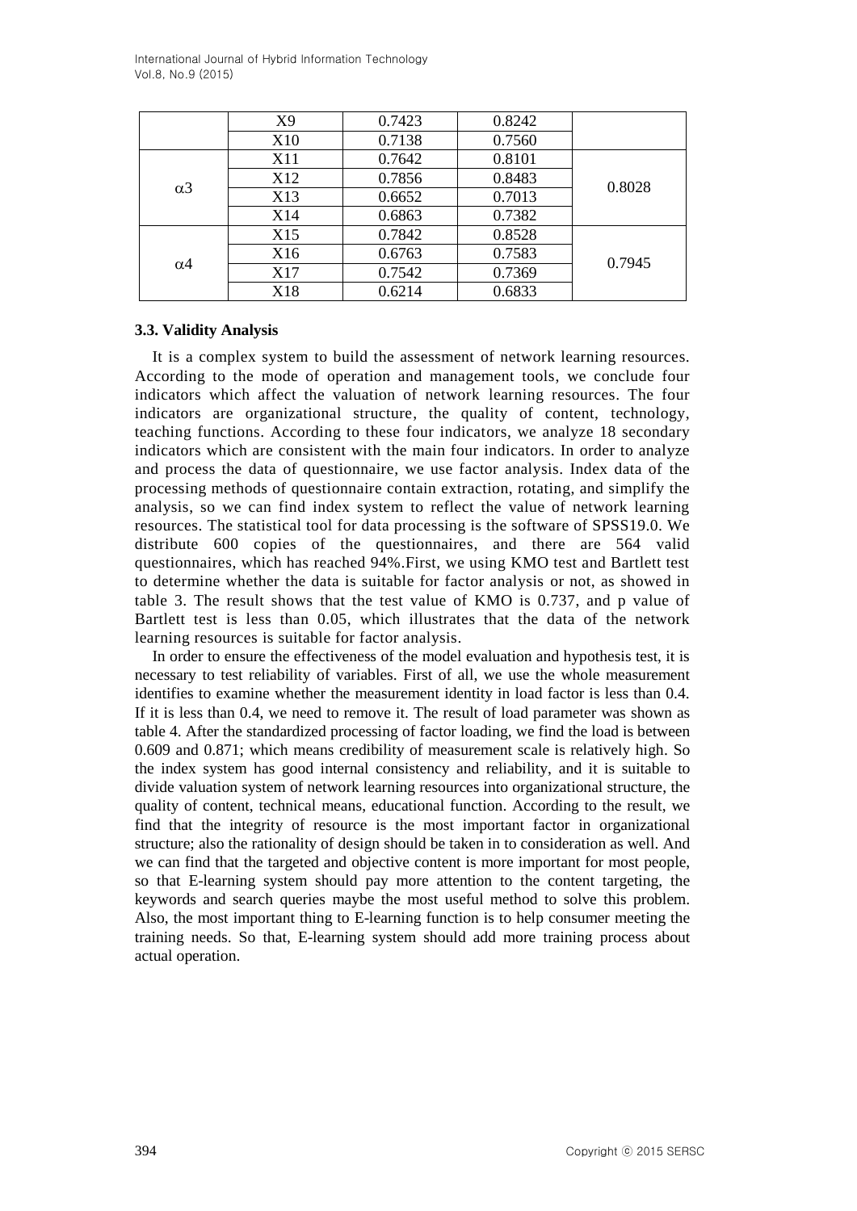|  | X9 | 0.7423 | 0.8242 |  |
|---|---|---|---|---|
|  | X10 | 0.7138 | 0.7560 |  |
| α3 | X11 | 0.7642 | 0.8101 | 0.8028 |
|  | X12 | 0.7856 | 0.8483 |  |
|  | X13 | 0.6652 | 0.7013 |  |
|  | X14 | 0.6863 | 0.7382 |  |
| α4 | X15 | 0.7842 | 0.8528 | 0.7945 |
|  | X16 | 0.6763 | 0.7583 |  |
|  | X17 | 0.7542 | 0.7369 |  |
|  | X18 | 0.6214 | 0.6833 |  |

### 3.3. Validity Analysis

It is a complex system to build the assessment of network learning resources. According to the mode of operation and management tools, we conclude four indicators which affect the valuation of network learning resources. The four indicators are organizational structure, the quality of content, technology, teaching functions. According to these four indicators, we analyze 18 secondary indicators which are consistent with the main four indicators. In order to analyze and process the data of questionnaire, we use factor analysis. Index data of the processing methods of questionnaire contain extraction, rotating, and simplify the analysis, so we can find index system to reflect the value of network learning resources. The statistical tool for data processing is the software of SPSS19.0. We distribute 600 copies of the questionnaires, and there are 564 valid questionnaires, which has reached 94%.First, we using KMO test and Bartlett test to determine whether the data is suitable for factor analysis or not, as showed in table 3. The result shows that the test value of KMO is 0.737, and p value of Bartlett test is less than 0.05, which illustrates that the data of the network learning resources is suitable for factor analysis.

In order to ensure the effectiveness of the model evaluation and hypothesis test, it is necessary to test reliability of variables. First of all, we use the whole measurement identifies to examine whether the measurement identity in load factor is less than 0.4. If it is less than 0.4, we need to remove it. The result of load parameter was shown as table 4. After the standardized processing of factor loading, we find the load is between 0.609 and 0.871; which means credibility of measurement scale is relatively high. So the index system has good internal consistency and reliability, and it is suitable to divide valuation system of network learning resources into organizational structure, the quality of content, technical means, educational function. According to the result, we find that the integrity of resource is the most important factor in organizational structure; also the rationality of design should be taken in to consideration as well. And we can find that the targeted and objective content is more important for most people, so that E-learning system should pay more attention to the content targeting, the keywords and search queries maybe the most useful method to solve this problem. Also, the most important thing to E-learning function is to help consumer meeting the training needs. So that, E-learning system should add more training process about actual operation.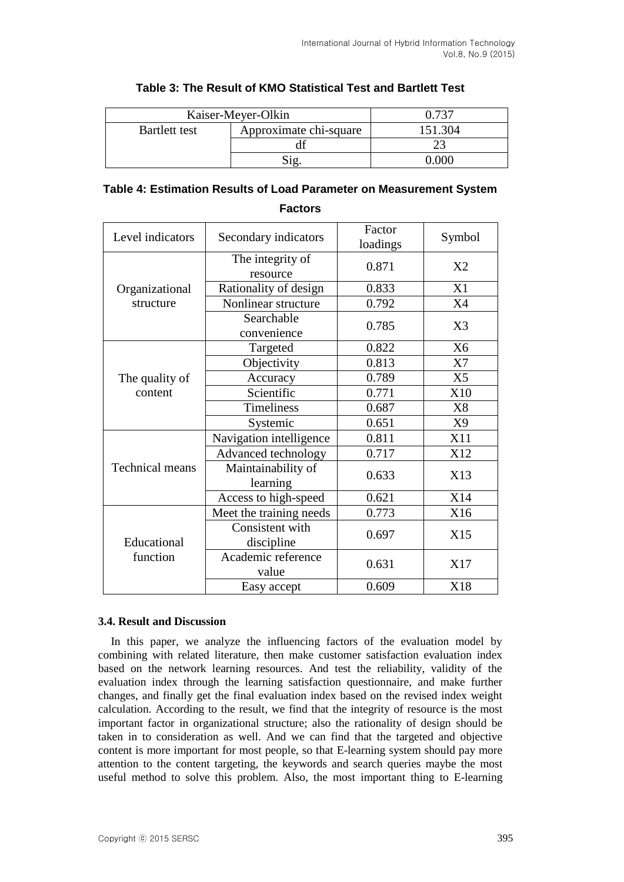**Table 3: The Result of KMO Statistical Test and Bartlett Test**

| Kaiser-Meyer-Olkin | | 0.737 |
|---|---|---|
| Bartlett test | Approximate chi-square | 151.304 |
| | df | 23 |
| | Sig. | 0.000 |

**Table 4: Estimation Results of Load Parameter on Measurement System Factors**

| Level indicators | Secondary indicators | Factor loadings | Symbol |
|---|---|---|---|
| Organizational structure | The integrity of resource | 0.871 | X2 |
| | Rationality of design | 0.833 | X1 |
| | Nonlinear structure | 0.792 | X4 |
| | Searchable convenience | 0.785 | X3 |
| The quality of content | Targeted | 0.822 | X6 |
| | Objectivity | 0.813 | X7 |
| | Accuracy | 0.789 | X5 |
| | Scientific | 0.771 | X10 |
| | Timeliness | 0.687 | X8 |
| | Systemic | 0.651 | X9 |
| Technical means | Navigation intelligence | 0.811 | X11 |
| | Advanced technology | 0.717 | X12 |
| | Maintainability of learning | 0.633 | X13 |
| | Access to high-speed | 0.621 | X14 |
| Educational function | Meet the training needs | 0.773 | X16 |
| | Consistent with discipline | 0.697 | X15 |
| | Academic reference value | 0.631 | X17 |
| | Easy accept | 0.609 | X18 |

### 3.4. Result and Discussion

In this paper, we analyze the influencing factors of the evaluation model by combining with related literature, then make customer satisfaction evaluation index based on the network learning resources. And test the reliability, validity of the evaluation index through the learning satisfaction questionnaire, and make further changes, and finally get the final evaluation index based on the revised index weight calculation. According to the result, we find that the integrity of resource is the most important factor in organizational structure; also the rationality of design should be taken in to consideration as well. And we can find that the targeted and objective content is more important for most people, so that E-learning system should pay more attention to the content targeting, the keywords and search queries maybe the most useful method to solve this problem. Also, the most important thing to E-learning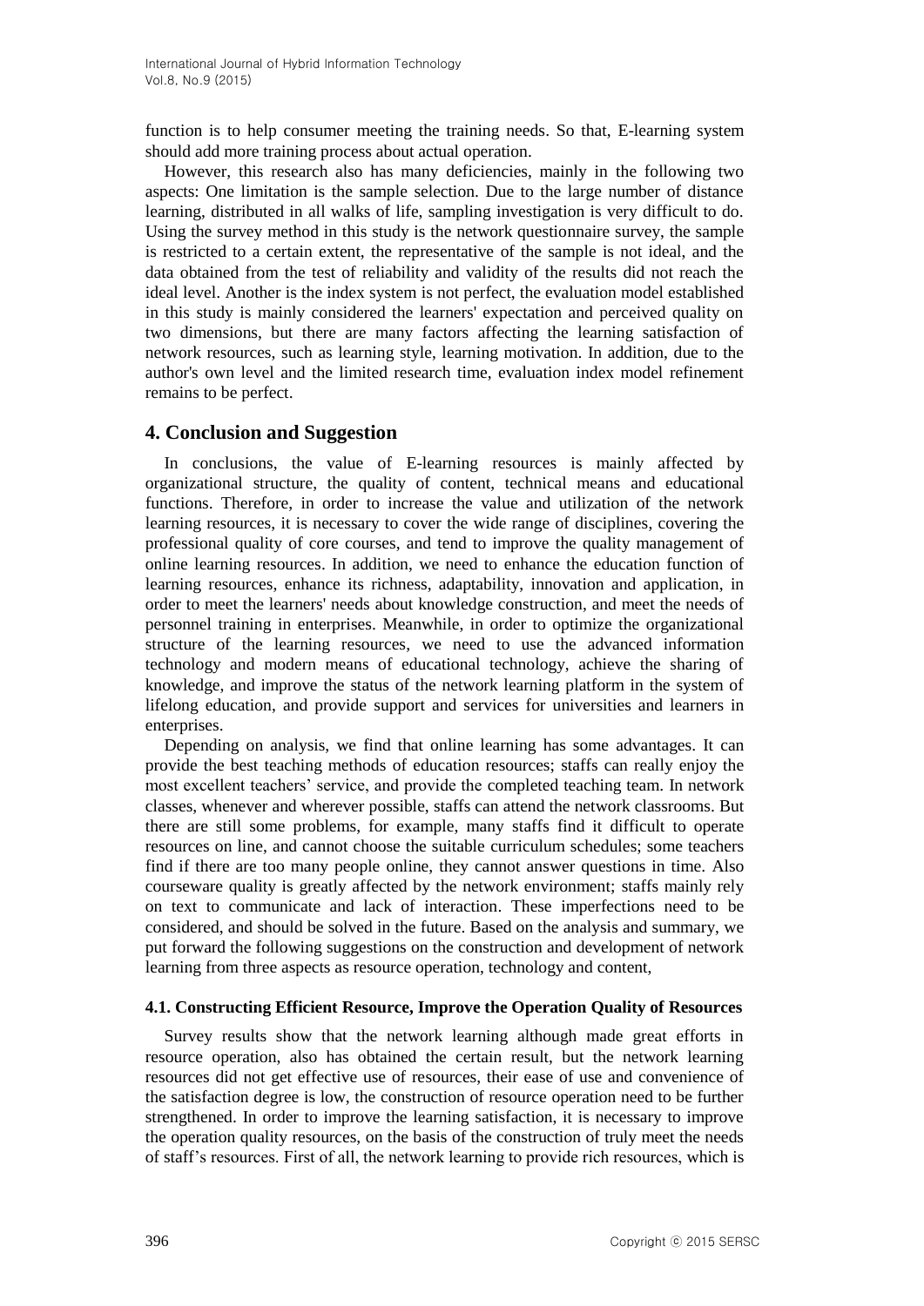function is to help consumer meeting the training needs. So that, E-learning system should add more training process about actual operation.

However, this research also has many deficiencies, mainly in the following two aspects: One limitation is the sample selection. Due to the large number of distance learning, distributed in all walks of life, sampling investigation is very difficult to do. Using the survey method in this study is the network questionnaire survey, the sample is restricted to a certain extent, the representative of the sample is not ideal, and the data obtained from the test of reliability and validity of the results did not reach the ideal level. Another is the index system is not perfect, the evaluation model established in this study is mainly considered the learners' expectation and perceived quality on two dimensions, but there are many factors affecting the learning satisfaction of network resources, such as learning style, learning motivation. In addition, due to the author's own level and the limited research time, evaluation index model refinement remains to be perfect.

## 4. Conclusion and Suggestion

In conclusions, the value of E-learning resources is mainly affected by organizational structure, the quality of content, technical means and educational functions. Therefore, in order to increase the value and utilization of the network learning resources, it is necessary to cover the wide range of disciplines, covering the professional quality of core courses, and tend to improve the quality management of online learning resources. In addition, we need to enhance the education function of learning resources, enhance its richness, adaptability, innovation and application, in order to meet the learners' needs about knowledge construction, and meet the needs of personnel training in enterprises. Meanwhile, in order to optimize the organizational structure of the learning resources, we need to use the advanced information technology and modern means of educational technology, achieve the sharing of knowledge, and improve the status of the network learning platform in the system of lifelong education, and provide support and services for universities and learners in enterprises.

Depending on analysis, we find that online learning has some advantages. It can provide the best teaching methods of education resources; staffs can really enjoy the most excellent teachers' service, and provide the completed teaching team. In network classes, whenever and wherever possible, staffs can attend the network classrooms. But there are still some problems, for example, many staffs find it difficult to operate resources on line, and cannot choose the suitable curriculum schedules; some teachers find if there are too many people online, they cannot answer questions in time. Also courseware quality is greatly affected by the network environment; staffs mainly rely on text to communicate and lack of interaction. These imperfections need to be considered, and should be solved in the future. Based on the analysis and summary, we put forward the following suggestions on the construction and development of network learning from three aspects as resource operation, technology and content,

### 4.1. Constructing Efficient Resource, Improve the Operation Quality of Resources

Survey results show that the network learning although made great efforts in resource operation, also has obtained the certain result, but the network learning resources did not get effective use of resources, their ease of use and convenience of the satisfaction degree is low, the construction of resource operation need to be further strengthened. In order to improve the learning satisfaction, it is necessary to improve the operation quality resources, on the basis of the construction of truly meet the needs of staff's resources. First of all, the network learning to provide rich resources, which is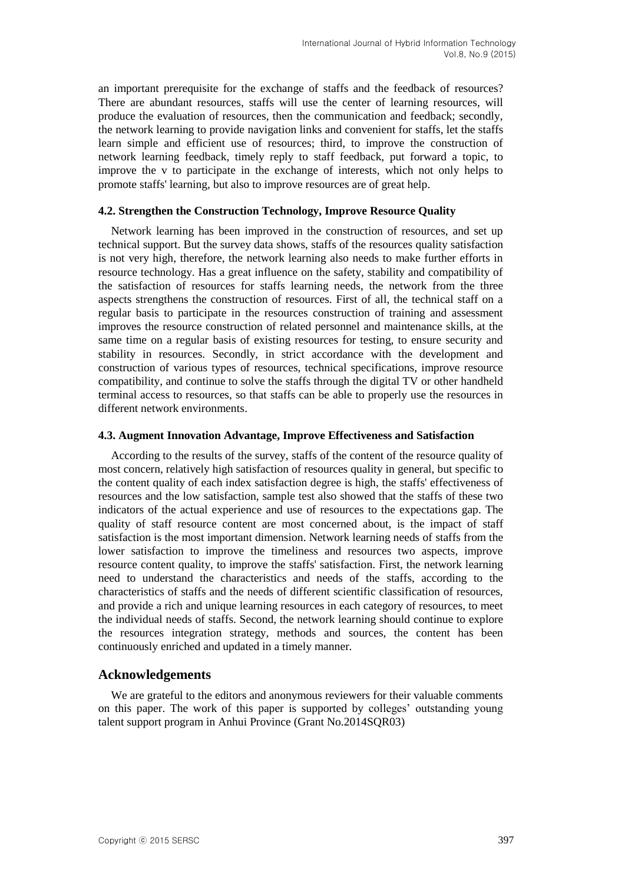an important prerequisite for the exchange of staffs and the feedback of resources? There are abundant resources, staffs will use the center of learning resources, will produce the evaluation of resources, then the communication and feedback; secondly, the network learning to provide navigation links and convenient for staffs, let the staffs learn simple and efficient use of resources; third, to improve the construction of network learning feedback, timely reply to staff feedback, put forward a topic, to improve the v to participate in the exchange of interests, which not only helps to promote staffs' learning, but also to improve resources are of great help.

### 4.2. Strengthen the Construction Technology, Improve Resource Quality

Network learning has been improved in the construction of resources, and set up technical support. But the survey data shows, staffs of the resources quality satisfaction is not very high, therefore, the network learning also needs to make further efforts in resource technology. Has a great influence on the safety, stability and compatibility of the satisfaction of resources for staffs learning needs, the network from the three aspects strengthens the construction of resources. First of all, the technical staff on a regular basis to participate in the resources construction of training and assessment improves the resource construction of related personnel and maintenance skills, at the same time on a regular basis of existing resources for testing, to ensure security and stability in resources. Secondly, in strict accordance with the development and construction of various types of resources, technical specifications, improve resource compatibility, and continue to solve the staffs through the digital TV or other handheld terminal access to resources, so that staffs can be able to properly use the resources in different network environments.

### 4.3. Augment Innovation Advantage, Improve Effectiveness and Satisfaction

According to the results of the survey, staffs of the content of the resource quality of most concern, relatively high satisfaction of resources quality in general, but specific to the content quality of each index satisfaction degree is high, the staffs' effectiveness of resources and the low satisfaction, sample test also showed that the staffs of these two indicators of the actual experience and use of resources to the expectations gap. The quality of staff resource content are most concerned about, is the impact of staff satisfaction is the most important dimension. Network learning needs of staffs from the lower satisfaction to improve the timeliness and resources two aspects, improve resource content quality, to improve the staffs' satisfaction. First, the network learning need to understand the characteristics and needs of the staffs, according to the characteristics of staffs and the needs of different scientific classification of resources, and provide a rich and unique learning resources in each category of resources, to meet the individual needs of staffs. Second, the network learning should continue to explore the resources integration strategy, methods and sources, the content has been continuously enriched and updated in a timely manner.

## Acknowledgements

We are grateful to the editors and anonymous reviewers for their valuable comments on this paper. The work of this paper is supported by colleges' outstanding young talent support program in Anhui Province (Grant No.2014SQR03)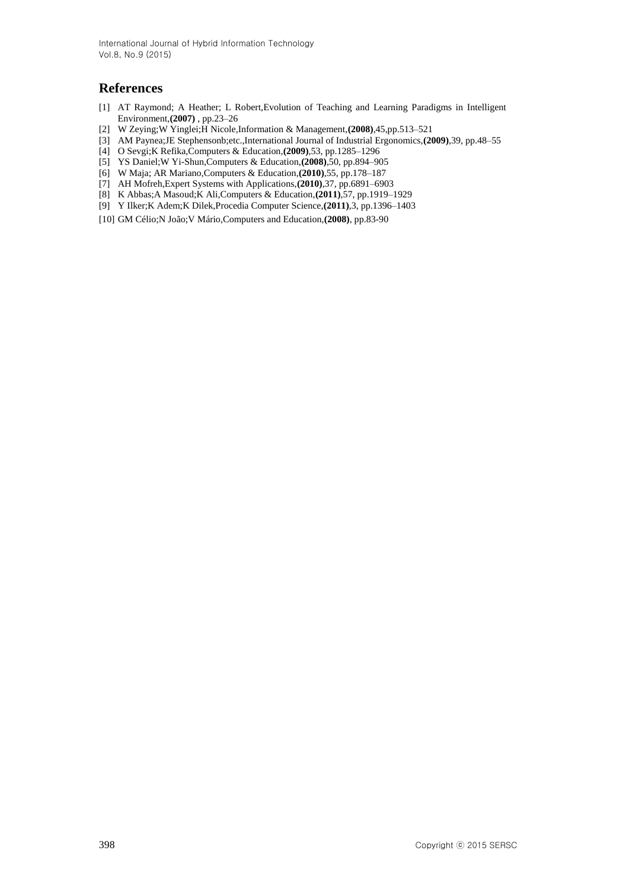## References

[1] AT Raymond; A Heather; L Robert,Evolution of Teaching and Learning Paradigms in Intelligent Environment,**(2007)** , pp.23–26

[2] W Zeying;W Yinglei;H Nicole,Information & Management,**(2008)**,45,pp.513–521

[3] AM Paynea;JE Stephensonb;etc.,International Journal of Industrial Ergonomics,**(2009)**,39, pp.48–55

[4] O Sevgi;K Refika,Computers & Education,**(2009)**,53, pp.1285–1296

[5] YS Daniel;W Yi-Shun,Computers & Education,**(2008)**,50, pp.894–905

[6] W Maja; AR Mariano,Computers & Education,**(2010)**,55, pp.178–187

[7] AH Mofreh,Expert Systems with Applications,**(2010)**,37, pp.6891–6903

[8] K Abbas;A Masoud;K Ali,Computers & Education,**(2011)**,57, pp.1919–1929

[9] Y Ilker;K Adem;K Dilek,Procedia Computer Science,**(2011)**,3, pp.1396–1403

[10] GM Célio;N João;V Mário,Computers and Education,**(2008)**, pp.83-90